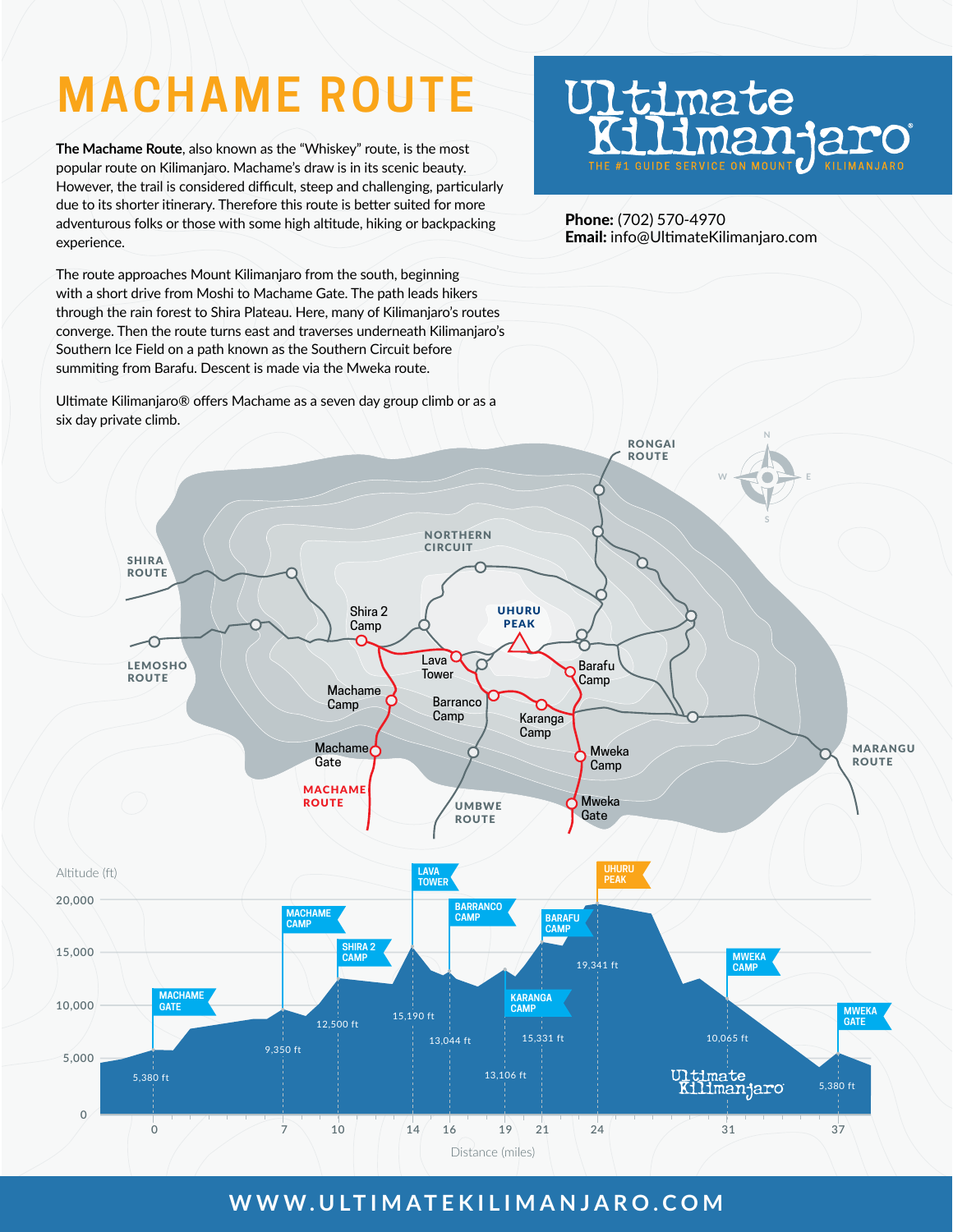# MACHAME ROUTE

**The Machame Route**, also known as the "Whiskey" route, is the most popular route on Kilimanjaro. Machame's draw is in its scenic beauty. However, the trail is considered difficult, steep and challenging, particularly due to its shorter itinerary. Therefore this route is better suited for more adventurous folks or those with some high altitude, hiking or backpacking experience.

The route approaches Mount Kilimanjaro from the south, beginning with a short drive from Moshi to Machame Gate. The path leads hikers through the rain forest to Shira Plateau. Here, many of Kilimanjaro's routes converge. Then the route turns east and traverses underneath Kilimanjaro's Southern Ice Field on a path known as the Southern Circuit before summiting from Barafu. Descent is made via the Mweka route.

Ultimate Kilimanjaro® offers Machame as a seven day group climb or as a six day private climb.

**Ultimate Kilimanjaro®** — THE #1 GUIDE SERVICE ON MOUNT KILIMANJARO

**Phone:** (702) 570-4970
**Email:** info@UltimateKilimanjaro.com

| Camp / Point | Distance (miles) | Altitude (ft) |
|---|---|---|
| Machame Gate | 0 | 5,380 |
| Machame Camp | 7 | 9,350 |
| Shira 2 Camp | 10 | 12,500 |
| Lava Tower | 14 | 15,190 |
| Barranco Camp | 16 | 13,044 |
| Karanga Camp | 19 | 13,106 |
| Barafu Camp | 21 | 15,331 |
| Uhuru Peak | 24 | 19,341 |
| Mweka Camp | 31 | 10,065 |
| Mweka Gate | 37 | 5,380 |

WWW.ULTIMATEKILIMANJARO.COM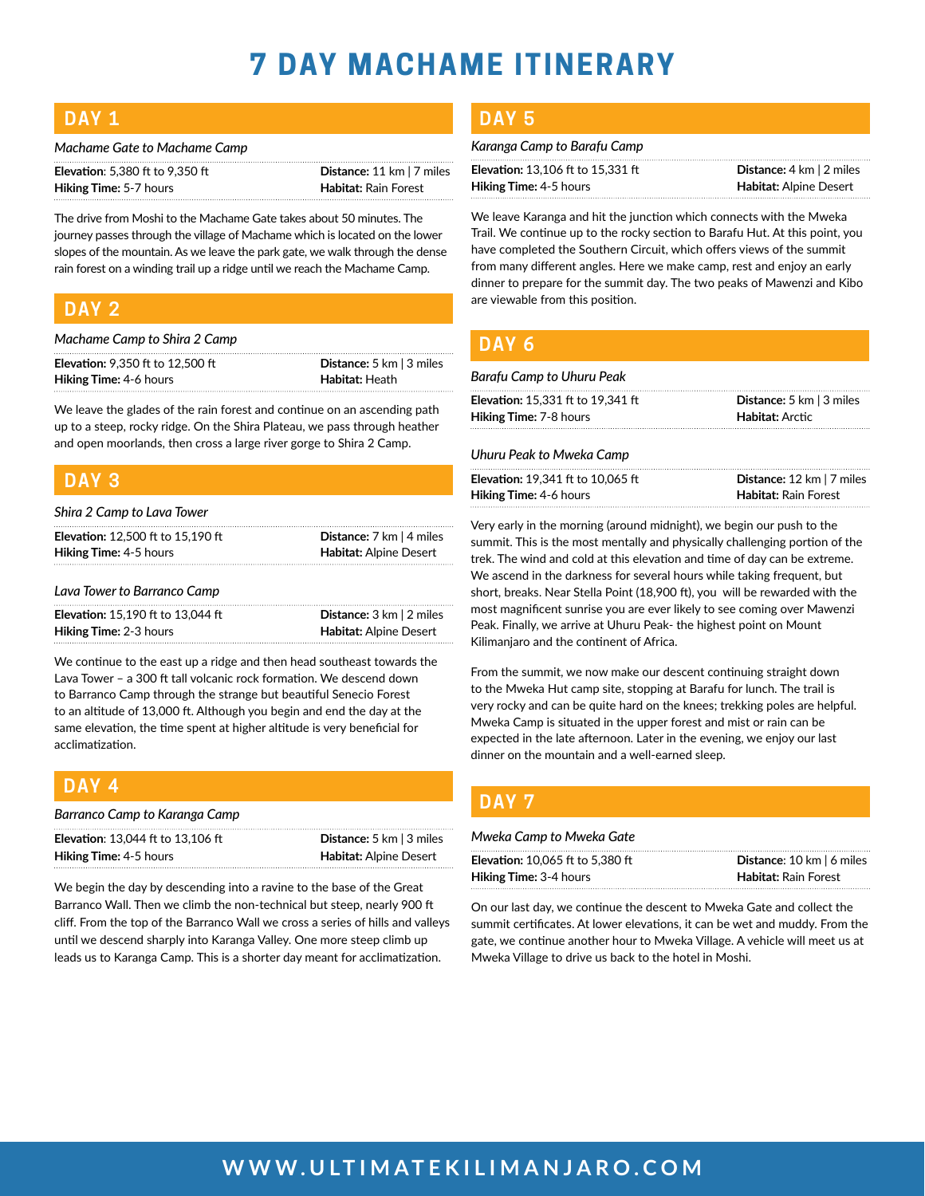# 7 DAY MACHAME ITINERARY

## DAY 1

*Machame Gate to Machame Camp*

**Elevation**: 5,380 ft to 9,350 ft
**Hiking Time:** 5-7 hours
**Distance:** 11 km | 7 miles
**Habitat:** Rain Forest

The drive from Moshi to the Machame Gate takes about 50 minutes. The journey passes through the village of Machame which is located on the lower slopes of the mountain. As we leave the park gate, we walk through the dense rain forest on a winding trail up a ridge until we reach the Machame Camp.

## DAY 2

*Machame Camp to Shira 2 Camp*

**Elevation:** 9,350 ft to 12,500 ft
**Hiking Time:** 4-6 hours
**Distance:** 5 km | 3 miles
**Habitat:** Heath

We leave the glades of the rain forest and continue on an ascending path up to a steep, rocky ridge. On the Shira Plateau, we pass through heather and open moorlands, then cross a large river gorge to Shira 2 Camp.

## DAY 3

*Shira 2 Camp to Lava Tower*

**Elevation:** 12,500 ft to 15,190 ft
**Hiking Time:** 4-5 hours
**Distance:** 7 km | 4 miles
**Habitat:** Alpine Desert

*Lava Tower to Barranco Camp*

**Elevation:** 15,190 ft to 13,044 ft
**Hiking Time:** 2-3 hours
**Distance:** 3 km | 2 miles
**Habitat:** Alpine Desert

We continue to the east up a ridge and then head southeast towards the Lava Tower – a 300 ft tall volcanic rock formation. We descend down to Barranco Camp through the strange but beautiful Senecio Forest to an altitude of 13,000 ft. Although you begin and end the day at the same elevation, the time spent at higher altitude is very beneficial for acclimatization.

## DAY 4

*Barranco Camp to Karanga Camp*

**Elevation**: 13,044 ft to 13,106 ft
**Hiking Time:** 4-5 hours
**Distance:** 5 km | 3 miles
**Habitat:** Alpine Desert

We begin the day by descending into a ravine to the base of the Great Barranco Wall. Then we climb the non-technical but steep, nearly 900 ft cliff. From the top of the Barranco Wall we cross a series of hills and valleys until we descend sharply into Karanga Valley. One more steep climb up leads us to Karanga Camp. This is a shorter day meant for acclimatization.

## DAY 5

*Karanga Camp to Barafu Camp*

**Elevation:** 13,106 ft to 15,331 ft
**Hiking Time:** 4-5 hours
**Distance:** 4 km | 2 miles
**Habitat:** Alpine Desert

We leave Karanga and hit the junction which connects with the Mweka Trail. We continue up to the rocky section to Barafu Hut. At this point, you have completed the Southern Circuit, which offers views of the summit from many different angles. Here we make camp, rest and enjoy an early dinner to prepare for the summit day. The two peaks of Mawenzi and Kibo are viewable from this position.

## DAY 6

*Barafu Camp to Uhuru Peak*

**Elevation:** 15,331 ft to 19,341 ft
**Hiking Time:** 7-8 hours
**Distance:** 5 km | 3 miles
**Habitat:** Arctic

*Uhuru Peak to Mweka Camp*

**Elevation:** 19,341 ft to 10,065 ft
**Hiking Time:** 4-6 hours
**Distance:** 12 km | 7 miles
**Habitat:** Rain Forest

Very early in the morning (around midnight), we begin our push to the summit. This is the most mentally and physically challenging portion of the trek. The wind and cold at this elevation and time of day can be extreme. We ascend in the darkness for several hours while taking frequent, but short, breaks. Near Stella Point (18,900 ft), you will be rewarded with the most magnificent sunrise you are ever likely to see coming over Mawenzi Peak. Finally, we arrive at Uhuru Peak- the highest point on Mount Kilimanjaro and the continent of Africa.

From the summit, we now make our descent continuing straight down to the Mweka Hut camp site, stopping at Barafu for lunch. The trail is very rocky and can be quite hard on the knees; trekking poles are helpful. Mweka Camp is situated in the upper forest and mist or rain can be expected in the late afternoon. Later in the evening, we enjoy our last dinner on the mountain and a well-earned sleep.

## DAY 7

*Mweka Camp to Mweka Gate*

**Elevation:** 10,065 ft to 5,380 ft
**Hiking Time:** 3-4 hours
**Distance:** 10 km | 6 miles
**Habitat:** Rain Forest

On our last day, we continue the descent to Mweka Gate and collect the summit certificates. At lower elevations, it can be wet and muddy. From the gate, we continue another hour to Mweka Village. A vehicle will meet us at Mweka Village to drive us back to the hotel in Moshi.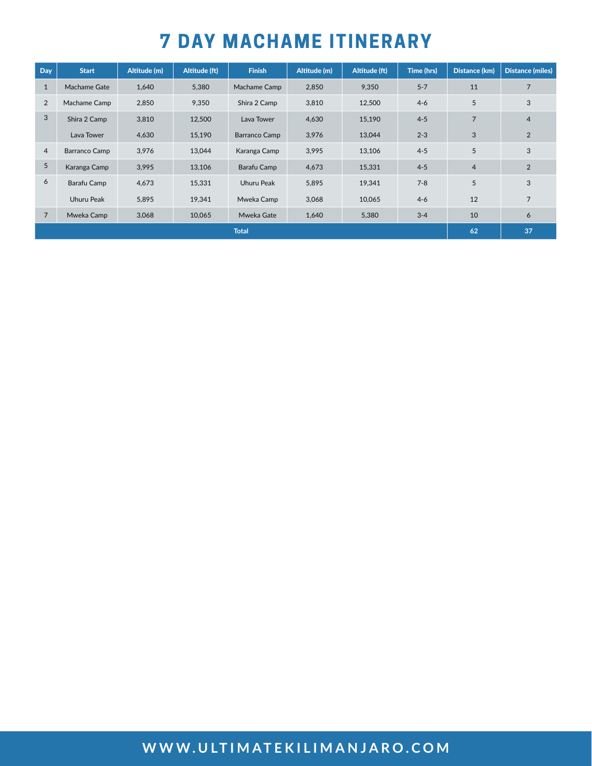# 7 DAY MACHAME ITINERARY

| Day | Start | Altitude (m) | Altitude (ft) | Finish | Altitude (m) | Altitude (ft) | Time (hrs) | Distance (km) | Distance (miles) |
|---|---|---|---|---|---|---|---|---|---|
| 1 | Machame Gate | 1,640 | 5,380 | Machame Camp | 2,850 | 9,350 | 5-7 | 11 | 7 |
| 2 | Machame Camp | 2,850 | 9,350 | Shira 2 Camp | 3,810 | 12,500 | 4-6 | 5 | 3 |
| 3 | Shira 2 Camp | 3,810 | 12,500 | Lava Tower | 4,630 | 15,190 | 4-5 | 7 | 4 |
| | Lava Tower | 4,630 | 15,190 | Barranco Camp | 3,976 | 13,044 | 2-3 | 3 | 2 |
| 4 | Barranco Camp | 3,976 | 13,044 | Karanga Camp | 3,995 | 13,106 | 4-5 | 5 | 3 |
| 5 | Karanga Camp | 3,995 | 13,106 | Barafu Camp | 4,673 | 15,331 | 4-5 | 4 | 2 |
| 6 | Barafu Camp | 4,673 | 15,331 | Uhuru Peak | 5,895 | 19,341 | 7-8 | 5 | 3 |
| | Uhuru Peak | 5,895 | 19,341 | Mweka Camp | 3,068 | 10,065 | 4-6 | 12 | 7 |
| 7 | Mweka Camp | 3,068 | 10,065 | Mweka Gate | 1,640 | 5,380 | 3-4 | 10 | 6 |
| Total | | | | | | | | 62 | 37 |

WWW.ULTIMATEKILIMANJARO.COM